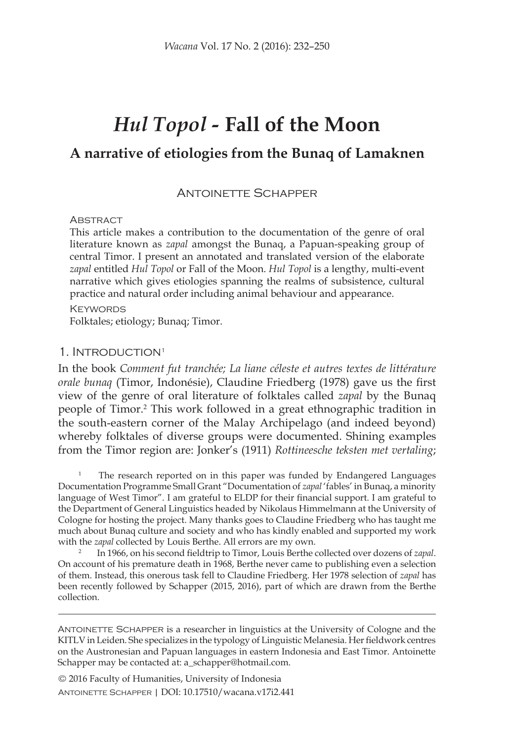# *Hul Topol* - Fall of the Moon

## A narrative of etiologies from the Bunaq of Lamaknen

Antoinette Schapper

Abstract

This article makes a contribution to the documentation of the genre of oral literature known as *zapal* amongst the Bunaq, a Papuan-speaking group of central Timor. I present an annotated and translated version of the elaborate *zapal* entitled *Hul Topol* or Fall of the Moon. *Hul Topol* is a lengthy, multi-event narrative which gives etiologies spanning the realms of subsistence, cultural practice and natural order including animal behaviour and appearance.

Keywords

Folktales; etiology; Bunaq; Timor.

## 1. Introduction[1]

In the book *Comment fut tranchée; La liane céleste et autres textes de littérature orale bunaq* (Timor, Indonésie), Claudine Friedberg (1978) gave us the first view of the genre of oral literature of folktales called *zapal* by the Bunaq people of Timor.[2] This work followed in a great ethnographic tradition in the south-eastern corner of the Malay Archipelago (and indeed beyond) whereby folktales of diverse groups were documented. Shining examples from the Timor region are: Jonker's (1911) *Rottineesche teksten met vertaling*;

[1] The research reported on in this paper was funded by Endangered Languages Documentation Programme Small Grant "Documentation of *zapal* 'fables' in Bunaq, a minority language of West Timor". I am grateful to ELDP for their financial support. I am grateful to the Department of General Linguistics headed by Nikolaus Himmelmann at the University of Cologne for hosting the project. Many thanks goes to Claudine Friedberg who has taught me much about Bunaq culture and society and who has kindly enabled and supported my work with the *zapal* collected by Louis Berthe. All errors are my own.

[2] In 1966, on his second fieldtrip to Timor, Louis Berthe collected over dozens of *zapal*. On account of his premature death in 1968, Berthe never came to publishing even a selection of them. Instead, this onerous task fell to Claudine Friedberg. Her 1978 selection of *zapal* has been recently followed by Schapper (2015, 2016), part of which are drawn from the Berthe collection.

Antoinette Schapper is a researcher in linguistics at the University of Cologne and the KITLV in Leiden. She specializes in the typology of Linguistic Melanesia. Her fieldwork centres on the Austronesian and Papuan languages in eastern Indonesia and East Timor. Antoinette Schapper may be contacted at: a_schapper@hotmail.com.

© 2016 Faculty of Humanities, University of Indonesia

Antoinette Schapper | DOI: 10.17510/wacana.v17i2.441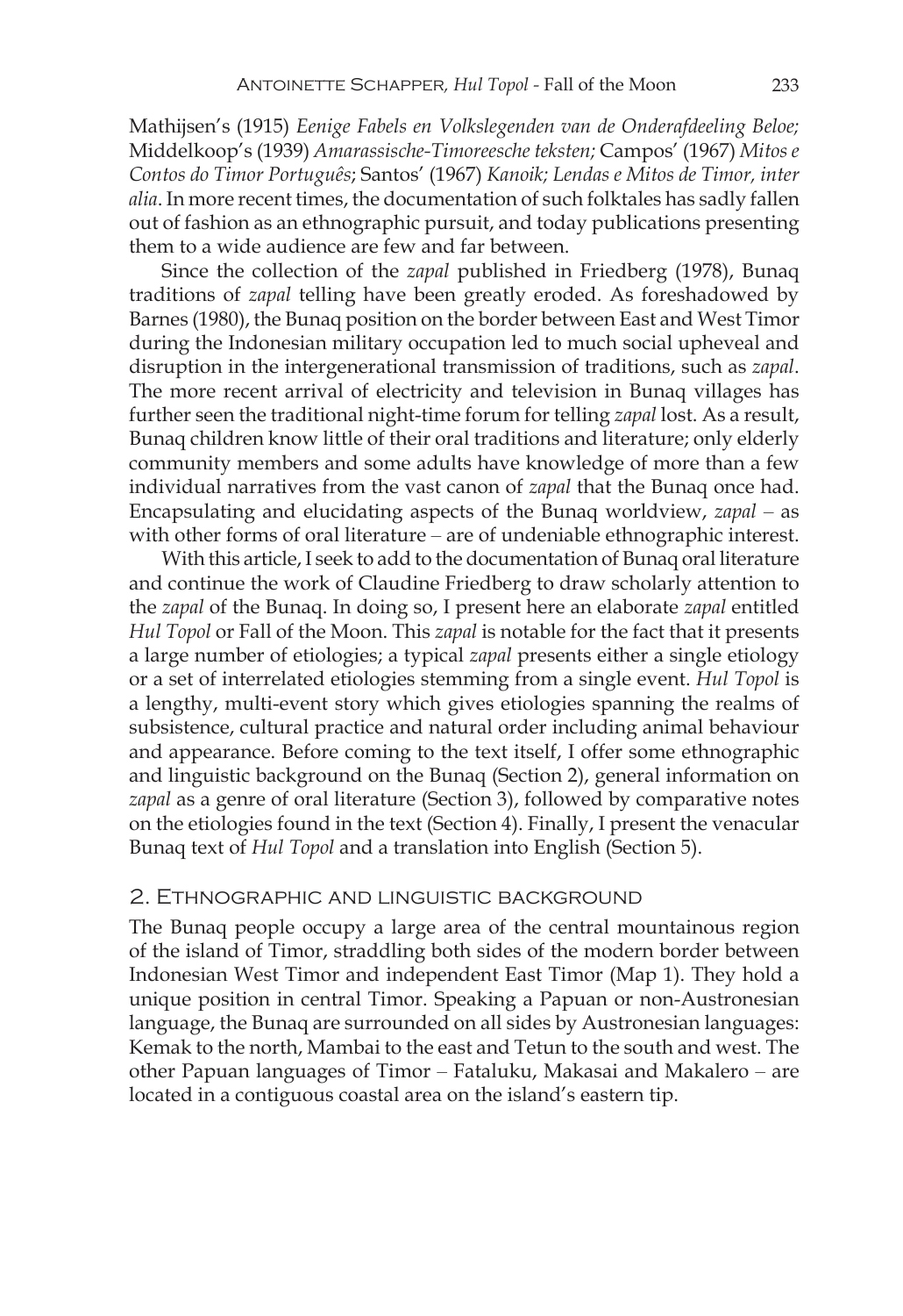Mathijsen's (1915) *Eenige Fabels en Volkslegenden van de Onderafdeeling Beloe;* Middelkoop's (1939) *Amarassische-Timoreesche teksten;* Campos' (1967) *Mitos e Contos do Timor Português*; Santos' (1967) *Kanoik; Lendas e Mitos de Timor, inter alia*. In more recent times, the documentation of such folktales has sadly fallen out of fashion as an ethnographic pursuit, and today publications presenting them to a wide audience are few and far between.

Since the collection of the *zapal* published in Friedberg (1978), Bunaq traditions of *zapal* telling have been greatly eroded. As foreshadowed by Barnes (1980), the Bunaq position on the border between East and West Timor during the Indonesian military occupation led to much social upheaval and disruption in the intergenerational transmission of traditions, such as *zapal*. The more recent arrival of electricity and television in Bunaq villages has further seen the traditional night-time forum for telling *zapal* lost. As a result, Bunaq children know little of their oral traditions and literature; only elderly community members and some adults have knowledge of more than a few individual narratives from the vast canon of *zapal* that the Bunaq once had. Encapsulating and elucidating aspects of the Bunaq worldview, *zapal* – as with other forms of oral literature – are of undeniable ethnographic interest.

With this article, I seek to add to the documentation of Bunaq oral literature and continue the work of Claudine Friedberg to draw scholarly attention to the *zapal* of the Bunaq. In doing so, I present here an elaborate *zapal* entitled *Hul Topol* or Fall of the Moon. This *zapal* is notable for the fact that it presents a large number of etiologies; a typical *zapal* presents either a single etiology or a set of interrelated etiologies stemming from a single event. *Hul Topol* is a lengthy, multi-event story which gives etiologies spanning the realms of subsistence, cultural practice and natural order including animal behaviour and appearance. Before coming to the text itself, I offer some ethnographic and linguistic background on the Bunaq (Section 2), general information on *zapal* as a genre of oral literature (Section 3), followed by comparative notes on the etiologies found in the text (Section 4). Finally, I present the venacular Bunaq text of *Hul Topol* and a translation into English (Section 5).

## 2. Ethnographic and linguistic background

The Bunaq people occupy a large area of the central mountainous region of the island of Timor, straddling both sides of the modern border between Indonesian West Timor and independent East Timor (Map 1). They hold a unique position in central Timor. Speaking a Papuan or non-Austronesian language, the Bunaq are surrounded on all sides by Austronesian languages: Kemak to the north, Mambai to the east and Tetun to the south and west. The other Papuan languages of Timor – Fataluku, Makasai and Makalero – are located in a contiguous coastal area on the island's eastern tip.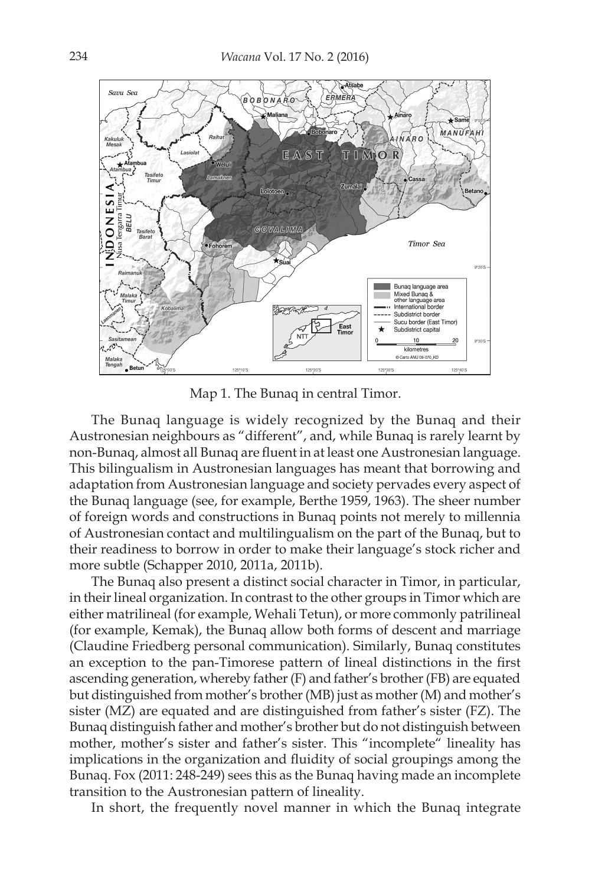Map 1. The Bunaq in central Timor.

The Bunaq language is widely recognized by the Bunaq and their Austronesian neighbours as "different", and, while Bunaq is rarely learnt by non-Bunaq, almost all Bunaq are fluent in at least one Austronesian language. This bilingualism in Austronesian languages has meant that borrowing and adaptation from Austronesian language and society pervades every aspect of the Bunaq language (see, for example, Berthe 1959, 1963). The sheer number of foreign words and constructions in Bunaq points not merely to millennia of Austronesian contact and multilingualism on the part of the Bunaq, but to their readiness to borrow in order to make their language's stock richer and more subtle (Schapper 2010, 2011a, 2011b).

The Bunaq also present a distinct social character in Timor, in particular, in their lineal organization. In contrast to the other groups in Timor which are either matrilineal (for example, Wehali Tetun), or more commonly patrilineal (for example, Kemak), the Bunaq allow both forms of descent and marriage (Claudine Friedberg personal communication). Similarly, Bunaq constitutes an exception to the pan-Timorese pattern of lineal distinctions in the first ascending generation, whereby father (F) and father's brother (FB) are equated but distinguished from mother's brother (MB) just as mother (M) and mother's sister (MZ) are equated and are distinguished from father's sister (FZ). The Bunaq distinguish father and mother's brother but do not distinguish between mother, mother's sister and father's sister. This "incomplete" lineality has implications in the organization and fluidity of social groupings among the Bunaq. Fox (2011: 248-249) sees this as the Bunaq having made an incomplete transition to the Austronesian pattern of lineality.

In short, the frequently novel manner in which the Bunaq integrate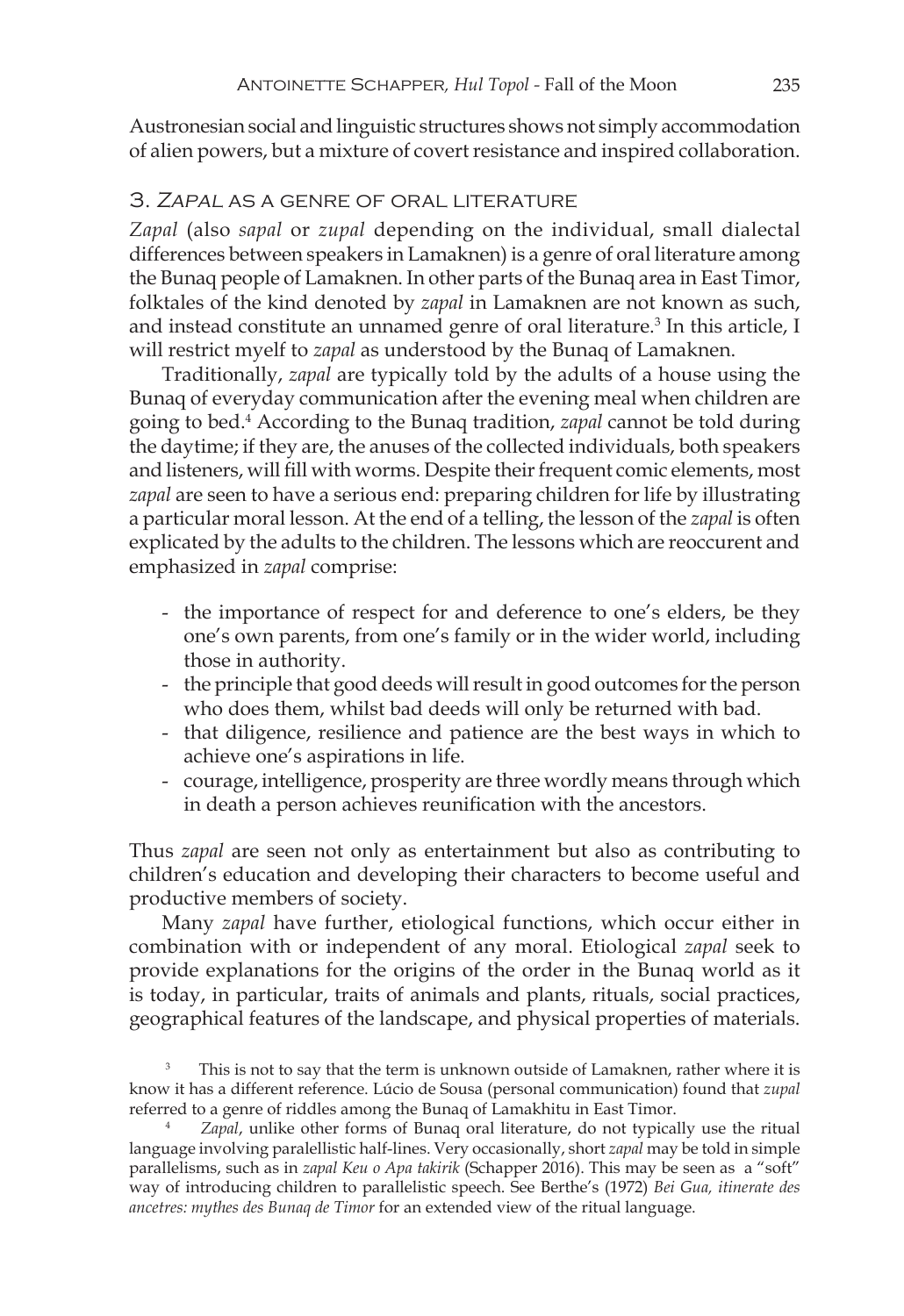Austronesian social and linguistic structures shows not simply accommodation of alien powers, but a mixture of covert resistance and inspired collaboration.

## 3. *Zapal* as a genre of oral literature

*Zapal* (also *sapal* or *zupal* depending on the individual, small dialectal differences between speakers in Lamaknen) is a genre of oral literature among the Bunaq people of Lamaknen. In other parts of the Bunaq area in East Timor, folktales of the kind denoted by *zapal* in Lamaknen are not known as such, and instead constitute an unnamed genre of oral literature.[3] In this article, I will restrict myelf to *zapal* as understood by the Bunaq of Lamaknen.

Traditionally, *zapal* are typically told by the adults of a house using the Bunaq of everyday communication after the evening meal when children are going to bed.[4] According to the Bunaq tradition, *zapal* cannot be told during the daytime; if they are, the anuses of the collected individuals, both speakers and listeners, will fill with worms. Despite their frequent comic elements, most *zapal* are seen to have a serious end: preparing children for life by illustrating a particular moral lesson. At the end of a telling, the lesson of the *zapal* is often explicated by the adults to the children. The lessons which are reoccurent and emphasized in *zapal* comprise:

- the importance of respect for and deference to one's elders, be they one's own parents, from one's family or in the wider world, including those in authority.
- the principle that good deeds will result in good outcomes for the person who does them, whilst bad deeds will only be returned with bad.
- that diligence, resilience and patience are the best ways in which to achieve one's aspirations in life.
- courage, intelligence, prosperity are three wordly means through which in death a person achieves reunification with the ancestors.

Thus *zapal* are seen not only as entertainment but also as contributing to children's education and developing their characters to become useful and productive members of society.

Many *zapal* have further, etiological functions, which occur either in combination with or independent of any moral. Etiological *zapal* seek to provide explanations for the origins of the order in the Bunaq world as it is today, in particular, traits of animals and plants, rituals, social practices, geographical features of the landscape, and physical properties of materials.

[3] This is not to say that the term is unknown outside of Lamaknen, rather where it is know it has a different reference. Lúcio de Sousa (personal communication) found that *zupal* referred to a genre of riddles among the Bunaq of Lamakhitu in East Timor.

[4] *Zapal*, unlike other forms of Bunaq oral literature, do not typically use the ritual language involving paralellistic half-lines. Very occasionally, short *zapal* may be told in simple parallelisms, such as in *zapal Keu o Apa takirik* (Schapper 2016). This may be seen as a "soft" way of introducing children to parallelistic speech. See Berthe's (1972) *Bei Gua, itinerate des ancetres: mythes des Bunaq de Timor* for an extended view of the ritual language.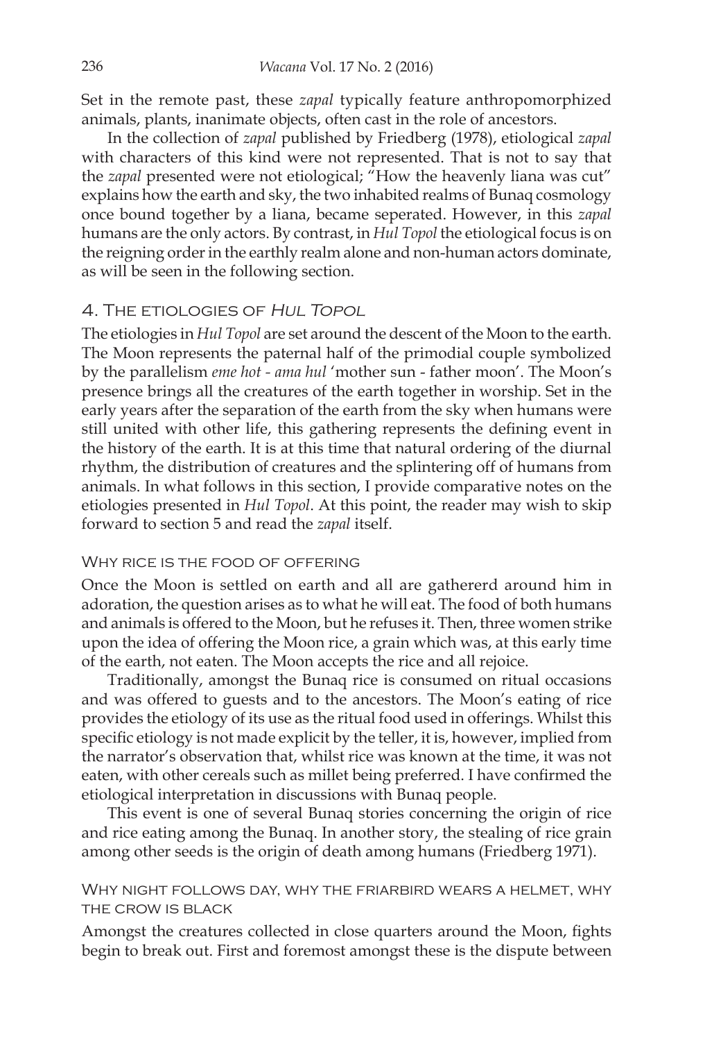Set in the remote past, these *zapal* typically feature anthropomorphized animals, plants, inanimate objects, often cast in the role of ancestors.

In the collection of *zapal* published by Friedberg (1978), etiological *zapal* with characters of this kind were not represented. That is not to say that the *zapal* presented were not etiological; "How the heavenly liana was cut" explains how the earth and sky, the two inhabited realms of Bunaq cosmology once bound together by a liana, became seperated. However, in this *zapal* humans are the only actors. By contrast, in *Hul Topol* the etiological focus is on the reigning order in the earthly realm alone and non-human actors dominate, as will be seen in the following section.

## 4. The etiologies of *Hul Topol*

The etiologies in *Hul Topol* are set around the descent of the Moon to the earth. The Moon represents the paternal half of the primodial couple symbolized by the parallelism *eme hot - ama hul* 'mother sun - father moon'. The Moon's presence brings all the creatures of the earth together in worship. Set in the early years after the separation of the earth from the sky when humans were still united with other life, this gathering represents the defining event in the history of the earth. It is at this time that natural ordering of the diurnal rhythm, the distribution of creatures and the splintering off of humans from animals. In what follows in this section, I provide comparative notes on the etiologies presented in *Hul Topol*. At this point, the reader may wish to skip forward to section 5 and read the *zapal* itself.

### Why rice is the food of offering

Once the Moon is settled on earth and all are gathererd around him in adoration, the question arises as to what he will eat. The food of both humans and animals is offered to the Moon, but he refuses it. Then, three women strike upon the idea of offering the Moon rice, a grain which was, at this early time of the earth, not eaten. The Moon accepts the rice and all rejoice.

Traditionally, amongst the Bunaq rice is consumed on ritual occasions and was offered to guests and to the ancestors. The Moon's eating of rice provides the etiology of its use as the ritual food used in offerings. Whilst this specific etiology is not made explicit by the teller, it is, however, implied from the narrator's observation that, whilst rice was known at the time, it was not eaten, with other cereals such as millet being preferred. I have confirmed the etiological interpretation in discussions with Bunaq people.

This event is one of several Bunaq stories concerning the origin of rice and rice eating among the Bunaq. In another story, the stealing of rice grain among other seeds is the origin of death among humans (Friedberg 1971).

### Why night follows day, why the friarbird wears a helmet, why the crow is black

Amongst the creatures collected in close quarters around the Moon, fights begin to break out. First and foremost amongst these is the dispute between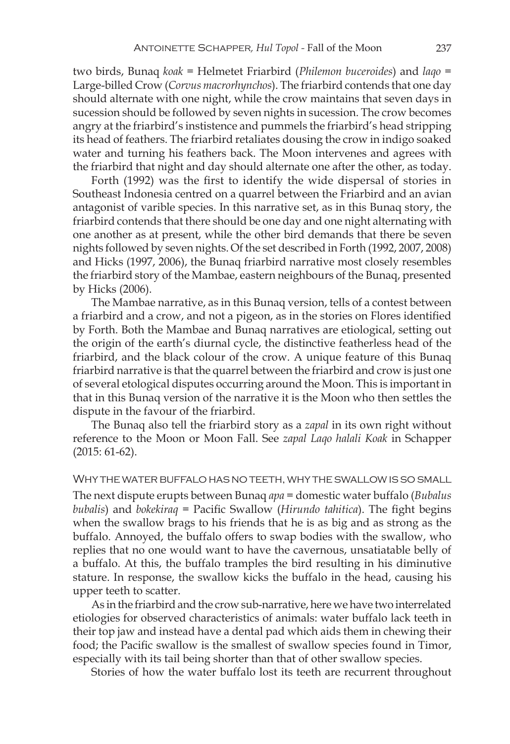two birds, Bunaq *koak* = Helmetet Friarbird (*Philemon buceroides*) and *laqo* = Large-billed Crow (*Corvus macrorhynchos*). The friarbird contends that one day should alternate with one night, while the crow maintains that seven days in sucession should be followed by seven nights in sucession. The crow becomes angry at the friarbird's instistence and pummels the friarbird's head stripping its head of feathers. The friarbird retaliates dousing the crow in indigo soaked water and turning his feathers back. The Moon intervenes and agrees with the friarbird that night and day should alternate one after the other, as today.

Forth (1992) was the first to identify the wide dispersal of stories in Southeast Indonesia centred on a quarrel between the Friarbird and an avian antagonist of varible species. In this narrative set, as in this Bunaq story, the friarbird contends that there should be one day and one night alternating with one another as at present, while the other bird demands that there be seven nights followed by seven nights. Of the set described in Forth (1992, 2007, 2008) and Hicks (1997, 2006), the Bunaq friarbird narrative most closely resembles the friarbird story of the Mambae, eastern neighbours of the Bunaq, presented by Hicks (2006).

The Mambae narrative, as in this Bunaq version, tells of a contest between a friarbird and a crow, and not a pigeon, as in the stories on Flores identified by Forth. Both the Mambae and Bunaq narratives are etiological, setting out the origin of the earth's diurnal cycle, the distinctive featherless head of the friarbird, and the black colour of the crow. A unique feature of this Bunaq friarbird narrative is that the quarrel between the friarbird and crow is just one of several etological disputes occurring around the Moon. This is important in that in this Bunaq version of the narrative it is the Moon who then settles the dispute in the favour of the friarbird.

The Bunaq also tell the friarbird story as a *zapal* in its own right without reference to the Moon or Moon Fall. See *zapal Laqo halali Koak* in Schapper (2015: 61-62).

### Why the water buffalo has no teeth, why the swallow is so small

The next dispute erupts between Bunaq *apa* = domestic water buffalo (*Bubalus bubalis*) and *bokekiraq* = Pacific Swallow (*Hirundo tahitica*). The fight begins when the swallow brags to his friends that he is as big and as strong as the buffalo. Annoyed, the buffalo offers to swap bodies with the swallow, who replies that no one would want to have the cavernous, unsatiatable belly of a buffalo. At this, the buffalo tramples the bird resulting in his diminutive stature. In response, the swallow kicks the buffalo in the head, causing his upper teeth to scatter.

As in the friarbird and the crow sub-narrative, here we have two interrelated etiologies for observed characteristics of animals: water buffalo lack teeth in their top jaw and instead have a dental pad which aids them in chewing their food; the Pacific swallow is the smallest of swallow species found in Timor, especially with its tail being shorter than that of other swallow species.

Stories of how the water buffalo lost its teeth are recurrent throughout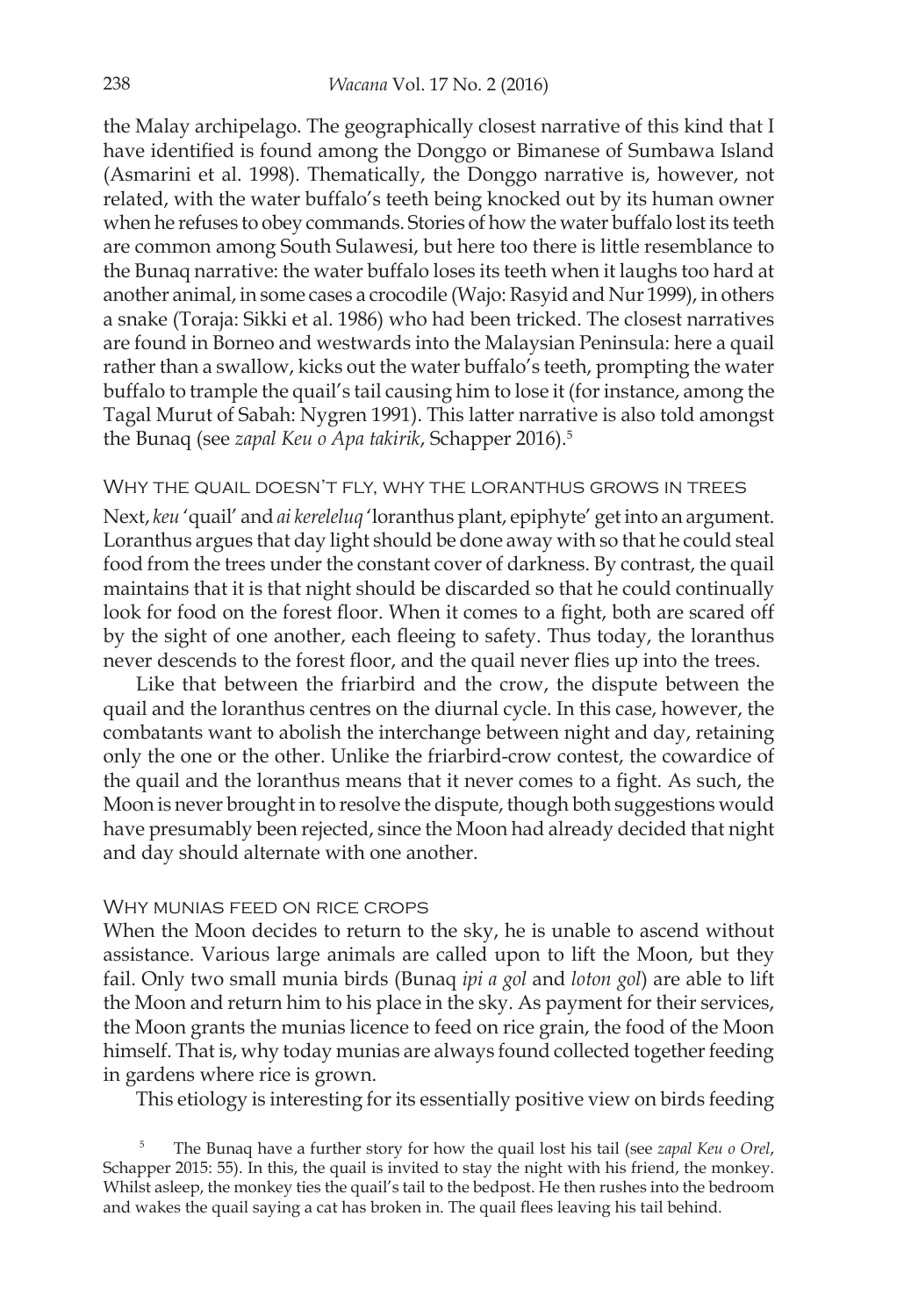the Malay archipelago. The geographically closest narrative of this kind that I have identified is found among the Donggo or Bimanese of Sumbawa Island (Asmarini et al. 1998). Thematically, the Donggo narrative is, however, not related, with the water buffalo's teeth being knocked out by its human owner when he refuses to obey commands. Stories of how the water buffalo lost its teeth are common among South Sulawesi, but here too there is little resemblance to the Bunaq narrative: the water buffalo loses its teeth when it laughs too hard at another animal, in some cases a crocodile (Wajo: Rasyid and Nur 1999), in others a snake (Toraja: Sikki et al. 1986) who had been tricked. The closest narratives are found in Borneo and westwards into the Malaysian Peninsula: here a quail rather than a swallow, kicks out the water buffalo's teeth, prompting the water buffalo to trample the quail's tail causing him to lose it (for instance, among the Tagal Murut of Sabah: Nygren 1991). This latter narrative is also told amongst the Bunaq (see *zapal Keu o Apa takirik*, Schapper 2016).[5]

### Why the quail doesn't fly, why the loranthus grows in trees

Next, *keu* 'quail' and *ai kereleluq* 'loranthus plant, epiphyte' get into an argument. Loranthus argues that day light should be done away with so that he could steal food from the trees under the constant cover of darkness. By contrast, the quail maintains that it is that night should be discarded so that he could continually look for food on the forest floor. When it comes to a fight, both are scared off by the sight of one another, each fleeing to safety. Thus today, the loranthus never descends to the forest floor, and the quail never flies up into the trees.

Like that between the friarbird and the crow, the dispute between the quail and the loranthus centres on the diurnal cycle. In this case, however, the combatants want to abolish the interchange between night and day, retaining only the one or the other. Unlike the friarbird-crow contest, the cowardice of the quail and the loranthus means that it never comes to a fight. As such, the Moon is never brought in to resolve the dispute, though both suggestions would have presumably been rejected, since the Moon had already decided that night and day should alternate with one another.

### Why munias feed on rice crops

When the Moon decides to return to the sky, he is unable to ascend without assistance. Various large animals are called upon to lift the Moon, but they fail. Only two small munia birds (Bunaq *ipi a gol* and *loton gol*) are able to lift the Moon and return him to his place in the sky. As payment for their services, the Moon grants the munias licence to feed on rice grain, the food of the Moon himself. That is, why today munias are always found collected together feeding in gardens where rice is grown.

This etiology is interesting for its essentially positive view on birds feeding

[5] The Bunaq have a further story for how the quail lost his tail (see *zapal Keu o Orel*, Schapper 2015: 55). In this, the quail is invited to stay the night with his friend, the monkey. Whilst asleep, the monkey ties the quail's tail to the bedpost. He then rushes into the bedroom and wakes the quail saying a cat has broken in. The quail flees leaving his tail behind.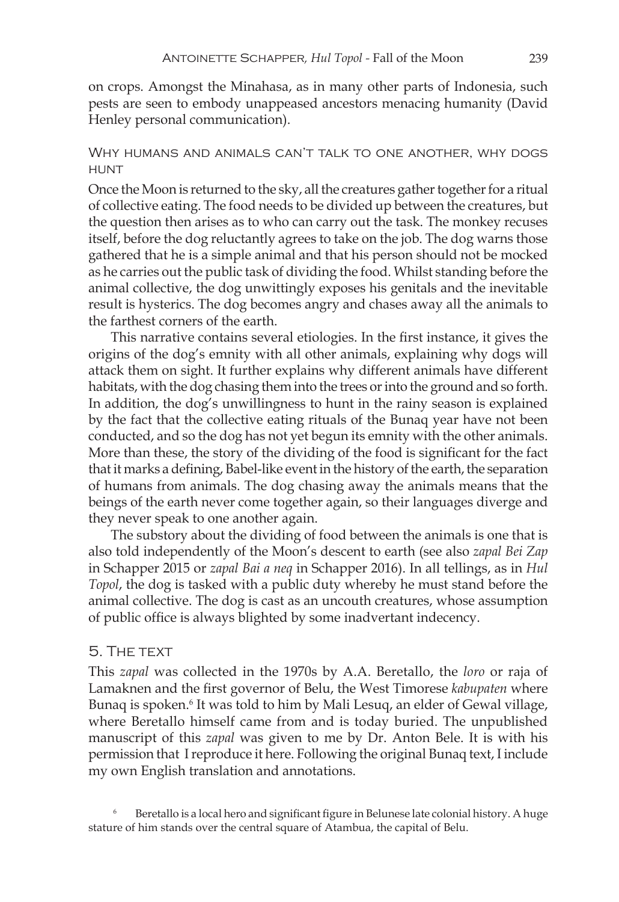on crops. Amongst the Minahasa, as in many other parts of Indonesia, such pests are seen to embody unappeased ancestors menacing humanity (David Henley personal communication).

### Why humans and animals can't talk to one another, why dogs hunt

Once the Moon is returned to the sky, all the creatures gather together for a ritual of collective eating. The food needs to be divided up between the creatures, but the question then arises as to who can carry out the task. The monkey recuses itself, before the dog reluctantly agrees to take on the job. The dog warns those gathered that he is a simple animal and that his person should not be mocked as he carries out the public task of dividing the food. Whilst standing before the animal collective, the dog unwittingly exposes his genitals and the inevitable result is hysterics. The dog becomes angry and chases away all the animals to the farthest corners of the earth.

This narrative contains several etiologies. In the first instance, it gives the origins of the dog's emnity with all other animals, explaining why dogs will attack them on sight. It further explains why different animals have different habitats, with the dog chasing them into the trees or into the ground and so forth. In addition, the dog's unwillingness to hunt in the rainy season is explained by the fact that the collective eating rituals of the Bunaq year have not been conducted, and so the dog has not yet begun its emnity with the other animals. More than these, the story of the dividing of the food is significant for the fact that it marks a defining, Babel-like event in the history of the earth, the separation of humans from animals. The dog chasing away the animals means that the beings of the earth never come together again, so their languages diverge and they never speak to one another again.

The substory about the dividing of food between the animals is one that is also told independently of the Moon's descent to earth (see also *zapal Bei Zap* in Schapper 2015 or *zapal Bai a neq* in Schapper 2016). In all tellings, as in *Hul Topol*, the dog is tasked with a public duty whereby he must stand before the animal collective. The dog is cast as an uncouth creatures, whose assumption of public office is always blighted by some inadvertant indecency.

## 5. The text

This *zapal* was collected in the 1970s by A.A. Beretallo, the *loro* or raja of Lamaknen and the first governor of Belu, the West Timorese *kabupaten* where Bunaq is spoken.[6] It was told to him by Mali Lesuq, an elder of Gewal village, where Beretallo himself came from and is today buried. The unpublished manuscript of this *zapal* was given to me by Dr. Anton Bele. It is with his permission that I reproduce it here. Following the original Bunaq text, I include my own English translation and annotations.

[6] Beretallo is a local hero and significant figure in Belunese late colonial history. A huge stature of him stands over the central square of Atambua, the capital of Belu.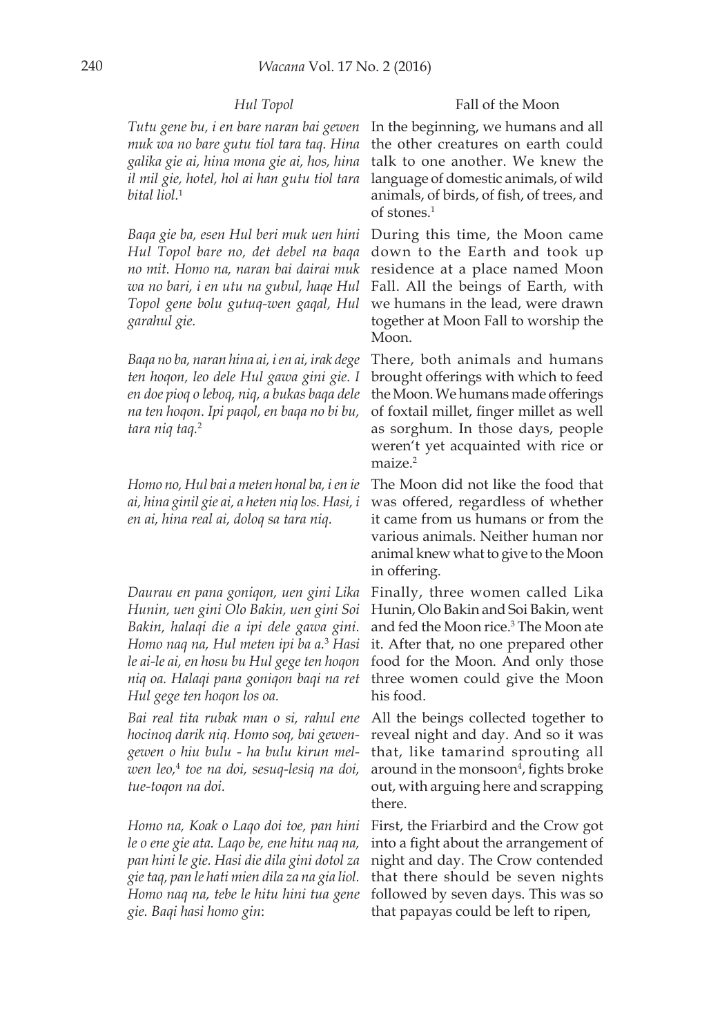| *Hul Topol* | Fall of the Moon |
|---|---|
| *Tutu gene bu, i en bare naran bai gewen muk wa no bare gutu tiol tara taq. Hina galika gie ai, hina mona gie ai, hos, hina il mil gie, hotel, hol ai han gutu tiol tara bital liol.*[1] | In the beginning, we humans and all the other creatures on earth could talk to one another. We knew the language of domestic animals, of wild animals, of birds, of fish, of trees, and of stones.[1] |
| *Baqa gie ba, esen Hul beri muk uen hini Hul Topol bare no, det debel na baqa no mit. Homo na, naran bai dairai muk wa no bari, i en utu na gubul, haqe Hul Topol gene bolu gutuq-wen gaqal, Hul garahul gie.* | During this time, the Moon came down to the Earth and took up residence at a place named Moon Fall. All the beings of Earth, with we humans in the lead, were drawn together at Moon Fall to worship the Moon. |
| *Baqa no ba, naran hina ai, i en ai, irak dege ten hoqon, leo dele Hul gawa gini gie. I en doe pioq o leboq, niq, a bukas baqa dele na ten hoqon. Ipi paqol, en baqa no bi bu, tara niq taq.*[2] | There, both animals and humans brought offerings with which to feed the Moon. We humans made offerings of foxtail millet, finger millet as well as sorghum. In those days, people weren't yet acquainted with rice or maize.[2] |
| *Homo no, Hul bai a meten honal ba, i en ie ai, hina ginil gie ai, a heten niq los. Hasi, i en ai, hina real ai, doloq sa tara niq.* | The Moon did not like the food that was offered, regardless of whether it came from us humans or from the various animals. Neither human nor animal knew what to give to the Moon in offering. |
| *Daurau en pana goniqon, uen gini Lika Hunin, uen gini Olo Bakin, uen gini Soi Bakin, halaqi die a ipi dele gawa gini. Homo naq na, Hul meten ipi ba a.*[3] *Hasi le ai-le ai, en hosu bu Hul gege ten hoqon niq oa. Halaqi pana goniqon baqi na ret Hul gege ten hoqon los oa.* | Finally, three women called Lika Hunin, Olo Bakin and Soi Bakin, went and fed the Moon rice.[3] The Moon ate it. After that, no one prepared other food for the Moon. And only those three women could give the Moon his food. |
| *Bai real tita rubak man o si, rahul ene hocinoq darik niq. Homo soq, bai gewen-gewen o hiu bulu - ha bulu kirun mel-wen leo,*[4] *toe na doi, sesuq-lesiq na doi, tue-toqon na doi.* | All the beings collected together to reveal night and day. And so it was that, like tamarind sprouting all around in the monsoon[4], fights broke out, with arguing here and scrapping there. |
| *Homo na, Koak o Laqo doi toe, pan hini le o ene gie ata. Laqo be, ene hitu naq na, pan hini le gie. Hasi die dila gini dotol za gie taq, pan le hati mien dila za na gia liol. Homo naq na, tebe le hitu hini tua gene gie. Baqi hasi homo gin:* | First, the Friarbird and the Crow got into a fight about the arrangement of night and day. The Crow contended that there should be seven nights followed by seven days. This was so that papayas could be left to ripen, |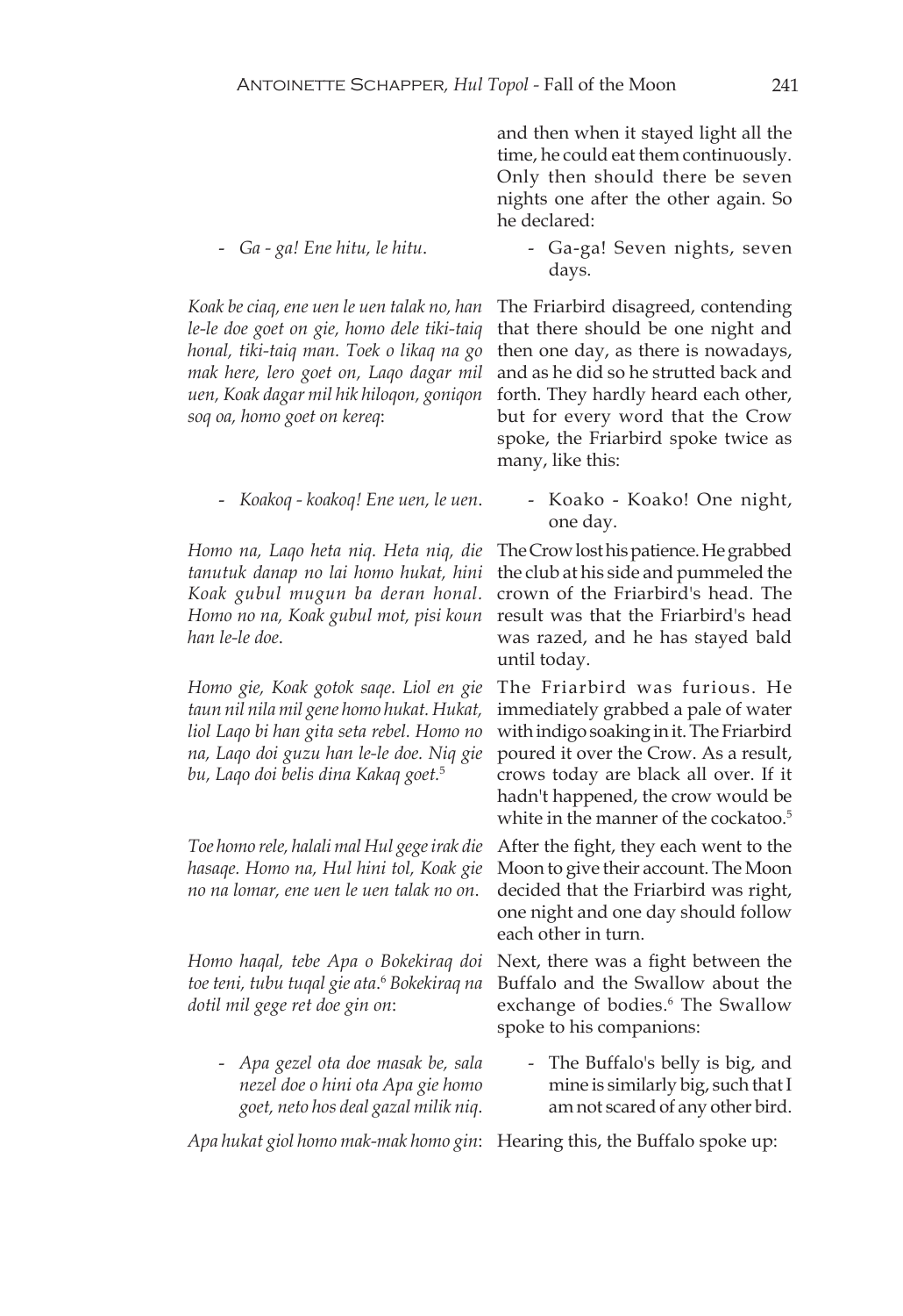and then when it stayed light all the time, he could eat them continuously. Only then should there be seven nights one after the other again. So he declared:

- *Ga - ga! Ene hitu, le hitu.*

- Ga-ga! Seven nights, seven days.

*Koak be ciaq, ene uen le uen talak no, han le-le doe goet on gie, homo dele tiki-taiq honal, tiki-taiq man. Toek o likaq na go mak here, lero goet on, Laqo dagar mil uen, Koak dagar mil hik hiloqon, goniqon soq oa, homo goet on kereq:*

The Friarbird disagreed, contending that there should be one night and then one day, as there is nowadays, and as he did so he strutted back and forth. They hardly heard each other, but for every word that the Crow spoke, the Friarbird spoke twice as many, like this:

- *Koakoq - koakoq! Ene uen, le uen.*

- Koako - Koako! One night, one day.

*Homo na, Laqo heta niq. Heta niq, die tanutuk danap no lai homo hukat, hini Koak gubul mugun ba deran honal. Homo no na, Koak gubul mot, pisi koun han le-le doe.*

The Crow lost his patience. He grabbed the club at his side and pummeled the crown of the Friarbird's head. The result was that the Friarbird's head was razed, and he has stayed bald until today.

*Homo gie, Koak gotok saqe. Liol en gie taun nil nila mil gene homo hukat. Hukat, liol Laqo bi han gita seta rebel. Homo no na, Laqo doi guzu han le-le doe. Niq gie bu, Laqo doi belis dina Kakaq goet.*[5]

The Friarbird was furious. He immediately grabbed a pale of water with indigo soaking in it. The Friarbird poured it over the Crow. As a result, crows today are black all over. If it hadn't happened, the crow would be white in the manner of the cockatoo.[5]

*Toe homo rele, halali mal Hul gege irak die hasaqe. Homo na, Hul hini tol, Koak gie no na lomar, ene uen le uen talak no on.*

After the fight, they each went to the Moon to give their account. The Moon decided that the Friarbird was right, one night and one day should follow each other in turn.

*Homo haqal, tebe Apa o Bokekiraq doi toe teni, tubu tuqal gie ata.*[6] *Bokekiraq na dotil mil gege ret doe gin on:*

Next, there was a fight between the Buffalo and the Swallow about the exchange of bodies.[6] The Swallow spoke to his companions:

- *Apa gezel ota doe masak be, sala nezel doe o hini ota Apa gie homo goet, neto hos deal gazal milik niq.*

- The Buffalo's belly is big, and mine is similarly big, such that I am not scared of any other bird.

*Apa hukat giol homo mak-mak homo gin:*

Hearing this, the Buffalo spoke up: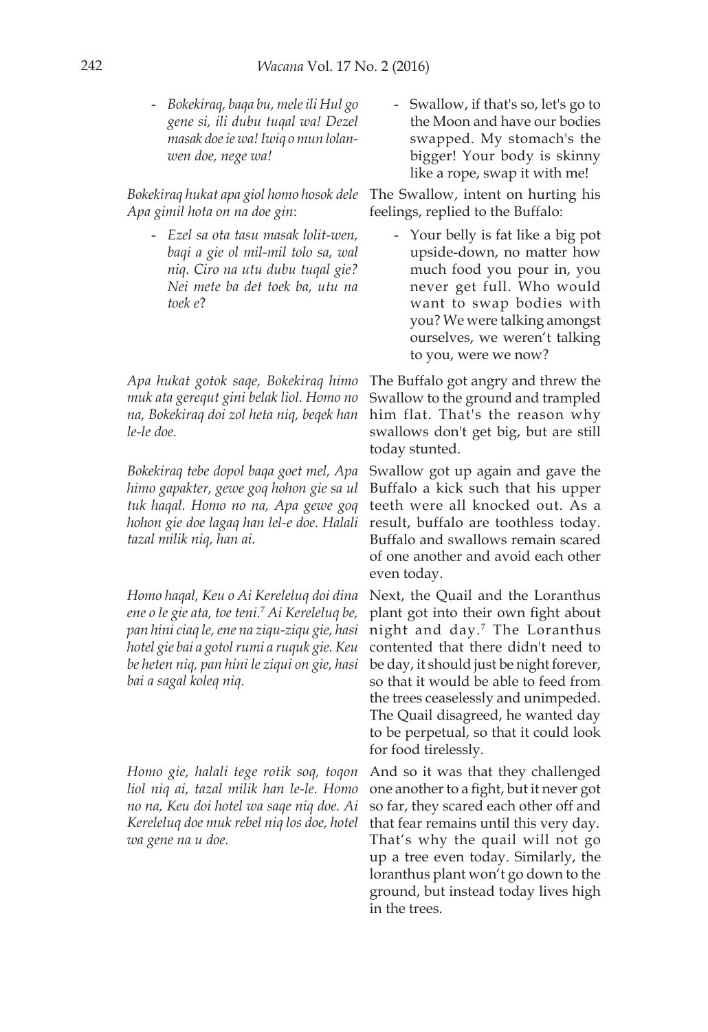- *Bokekiraq, baqa bu, mele ili Hul go gene si, ili dubu tuqal wa! Dezel masak doe ie wa! Iwiq o mun lolan-wen doe, nege wa!*

- Swallow, if that's so, let's go to the Moon and have our bodies swapped. My stomach's the bigger! Your body is skinny like a rope, swap it with me!

*Bokekiraq hukat apa giol homo hosok dele Apa gimil hota on na doe gin*:

The Swallow, intent on hurting his feelings, replied to the Buffalo:

- *Ezel sa ota tasu masak lolit-wen, baqi a gie ol mil-mil tolo sa, wal niq. Ciro na utu dubu tuqal gie? Nei mete ba det toek ba, utu na toek e*?

- Your belly is fat like a big pot upside-down, no matter how much food you pour in, you never get full. Who would want to swap bodies with you? We were talking amongst ourselves, we weren't talking to you, were we now?

*Apa hukat gotok saqe, Bokekiraq himo muk ata gerequt gini belak liol. Homo no na, Bokekiraq doi zol heta niq, beqek han le-le doe.*

The Buffalo got angry and threw the Swallow to the ground and trampled him flat. That's the reason why swallows don't get big, but are still today stunted.

*Bokekiraq tebe dopol baqa goet mel, Apa himo gapakter, gewe goq hohon gie sa ul tuk haqal. Homo no na, Apa gewe goq hohon gie doe lagaq han lel-e doe. Halali tazal milik niq, han ai.*

Swallow got up again and gave the Buffalo a kick such that his upper teeth were all knocked out. As a result, buffalo are toothless today. Buffalo and swallows remain scared of one another and avoid each other even today.

*Homo haqal, Keu o Ai Kereleluq doi dina ene o le gie ata, toe teni.*[7] *Ai Kereleluq be, pan hini ciaq le, ene na ziqu-ziqu gie, hasi hotel gie bai a gotol rumi a ruquk gie. Keu be heten niq, pan hini le ziqui on gie, hasi bai a sagal koleq niq.*

Next, the Quail and the Loranthus plant got into their own fight about night and day.[7] The Loranthus contented that there didn't need to be day, it should just be night forever, so that it would be able to feed from the trees ceaselessly and unimpeded. The Quail disagreed, he wanted day to be perpetual, so that it could look for food tirelessly.

*Homo gie, halali tege rotik soq, toqon liol niq ai, tazal milik han le-le. Homo no na, Keu doi hotel wa saqe niq doe. Ai Kereleluq doe muk rebel niq los doe, hotel wa gene na u doe.*

And so it was that they challenged one another to a fight, but it never got so far, they scared each other off and that fear remains until this very day. That's why the quail will not go up a tree even today. Similarly, the loranthus plant won't go down to the ground, but instead today lives high in the trees.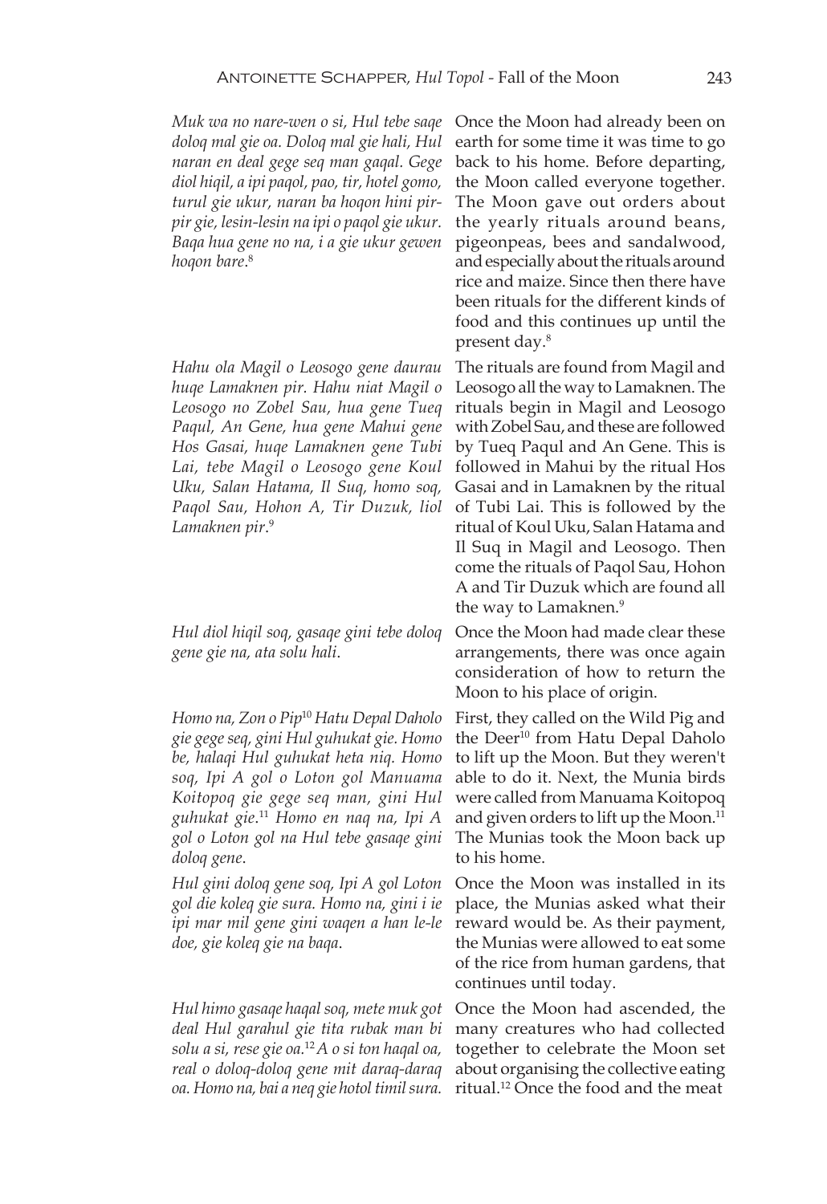*Muk wa no nare-wen o si, Hul tebe saqe doloq mal gie oa. Doloq mal gie hali, Hul naran en deal gege seq man gaqal. Gege diol hiqil, a ipi paqol, pao, tir, hotel gomo, turul gie ukur, naran ba hoqon hini pir-pir gie, lesin-lesin na ipi o paqol gie ukur. Baqa hua gene no na, i a gie ukur gewen hoqon bare*.[8]

Once the Moon had already been on earth for some time it was time to go back to his home. Before departing, the Moon called everyone together. The Moon gave out orders about the yearly rituals around beans, pigeonpeas, bees and sandalwood, and especially about the rituals around rice and maize. Since then there have been rituals for the different kinds of food and this continues up until the present day.[8]

*Hahu ola Magil o Leosogo gene daurau huqe Lamaknen pir. Hahu niat Magil o Leosogo no Zobel Sau, hua gene Tueq Paqul, An Gene, hua gene Mahui gene Hos Gasai, huqe Lamaknen gene Tubi Lai, tebe Magil o Leosogo gene Koul Uku, Salan Hatama, Il Suq, homo soq, Paqol Sau, Hohon A, Tir Duzuk, liol Lamaknen pir*.[9]

The rituals are found from Magil and Leosogo all the way to Lamaknen. The rituals begin in Magil and Leosogo with Zobel Sau, and these are followed by Tueq Paqul and An Gene. This is followed in Mahui by the ritual Hos Gasai and in Lamaknen by the ritual of Tubi Lai. This is followed by the ritual of Koul Uku, Salan Hatama and Il Suq in Magil and Leosogo. Then come the rituals of Paqol Sau, Hohon A and Tir Duzuk which are found all the way to Lamaknen.[9]

*Hul diol hiqil soq, gasaqe gini tebe doloq gene gie na, ata solu hali*.

Once the Moon had made clear these arrangements, there was once again consideration of how to return the Moon to his place of origin.

*Homo na, Zon o Pip*[10] *Hatu Depal Daholo gie gege seq, gini Hul guhukat gie. Homo be, halaqi Hul guhukat heta niq. Homo soq, Ipi A gol o Loton gol Manuama Koitopoq gie gege seq man, gini Hul guhukat gie*.[11] *Homo en naq na, Ipi A gol o Loton gol na Hul tebe gasaqe gini doloq gene*.

First, they called on the Wild Pig and the Deer[10] from Hatu Depal Daholo to lift up the Moon. But they weren't able to do it. Next, the Munia birds were called from Manuama Koitopoq and given orders to lift up the Moon.[11] The Munias took the Moon back up to his home.

*Hul gini doloq gene soq, Ipi A gol Loton gol die koleq gie sura. Homo na, gini i ie ipi mar mil gene gini waqen a han le-le doe, gie koleq gie na baqa*.

Once the Moon was installed in its place, the Munias asked what their reward would be. As their payment, the Munias were allowed to eat some of the rice from human gardens, that continues until today.

*Hul himo gasaqe haqal soq, mete muk got deal Hul garahul gie tita rubak man bi solu a si, rese gie oa.*[12] *A o si ton haqal oa, real o doloq-doloq gene mit daraq-daraq oa. Homo na, bai a neq gie hotol timil sura.*

Once the Moon had ascended, the many creatures who had collected together to celebrate the Moon set about organising the collective eating ritual.[12] Once the food and the meat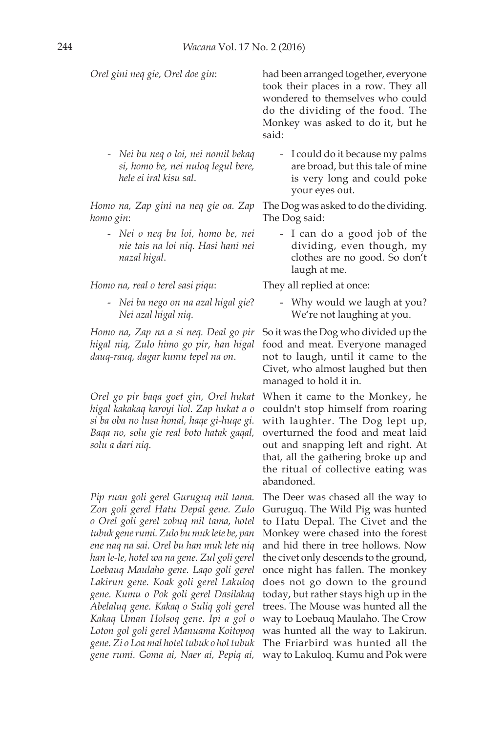| | |
|---|---|
| *Orel gini neq gie, Orel doe gin*: | had been arranged together, everyone took their places in a row. They all wondered to themselves who could do the dividing of the food. The Monkey was asked to do it, but he said: |
| - *Nei bu neq o loi, nei nomil bekaq si, homo be, nei nuloq legul bere, hele ei iral kisu sal*. | - I could do it because my palms are broad, but this tale of mine is very long and could poke your eyes out. |
| *Homo na, Zap gini na neq gie oa. Zap homo gin*: | The Dog was asked to do the dividing. The Dog said: |
| - *Nei o neq bu loi, homo be, nei nie tais na loi niq. Hasi hani nei nazal higal*. | - I can do a good job of the dividing, even though, my clothes are no good. So don't laugh at me. |
| *Homo na, real o terel sasi piqu*: | They all replied at once: |
| - *Nei ba nego on na azal higal gie*? *Nei azal higal niq*. | - Why would we laugh at you? We're not laughing at you. |
| *Homo na, Zap na a si neq. Deal go pir higal niq, Zulo himo go pir, han higal dauq-rauq, dagar kumu tepel na on*. | So it was the Dog who divided up the food and meat. Everyone managed not to laugh, until it came to the Civet, who almost laughed but then managed to hold it in. |
| *Orel go pir baqa goet gin, Orel hukat higal kakakaq karoyi liol. Zap hukat a o si ba oba no lusa honal, haqe gi-huqe gi. Baqa no, solu gie real boto hatak gaqal, solu a dari niq*. | When it came to the Monkey, he couldn't stop himself from roaring with laughter. The Dog lept up, overturned the food and meat laid out and snapping left and right. At that, all the gathering broke up and the ritual of collective eating was abandoned. |
| *Pip ruan goli gerel Guruguq mil tama. Zon goli gerel Hatu Depal gene. Zulo o Orel goli gerel zobuq mil tama, hotel tubuk gene rumi. Zulo bu muk lete be, pan ene naq na sai. Orel bu han muk lete niq han le-le, hotel wa na gene. Zul goli gerel Loebauq Maulaho gene. Laqo goli gerel Lakirun gene. Koak goli gerel Lakuloq gene. Kumu o Pok goli gerel Dasilakaq Abelaluq gene. Kakaq o Suliq goli gerel Kakaq Uman Holsoq gene. Ipi a gol o Loton gol goli gerel Manuama Koitopoq gene. Zi o Loa mal hotel tubuk o hol tubuk gene rumi. Goma ai, Naer ai, Pepiq ai,* | The Deer was chased all the way to Guruguq. The Wild Pig was hunted to Hatu Depal. The Civet and the Monkey were chased into the forest and hid there in tree hollows. Now the civet only descends to the ground, once night has fallen. The monkey does not go down to the ground today, but rather stays high up in the trees. The Mouse was hunted all the way to Loebauq Maulaho. The Crow was hunted all the way to Lakirun. The Friarbird was hunted all the way to Lakuloq. Kumu and Pok were |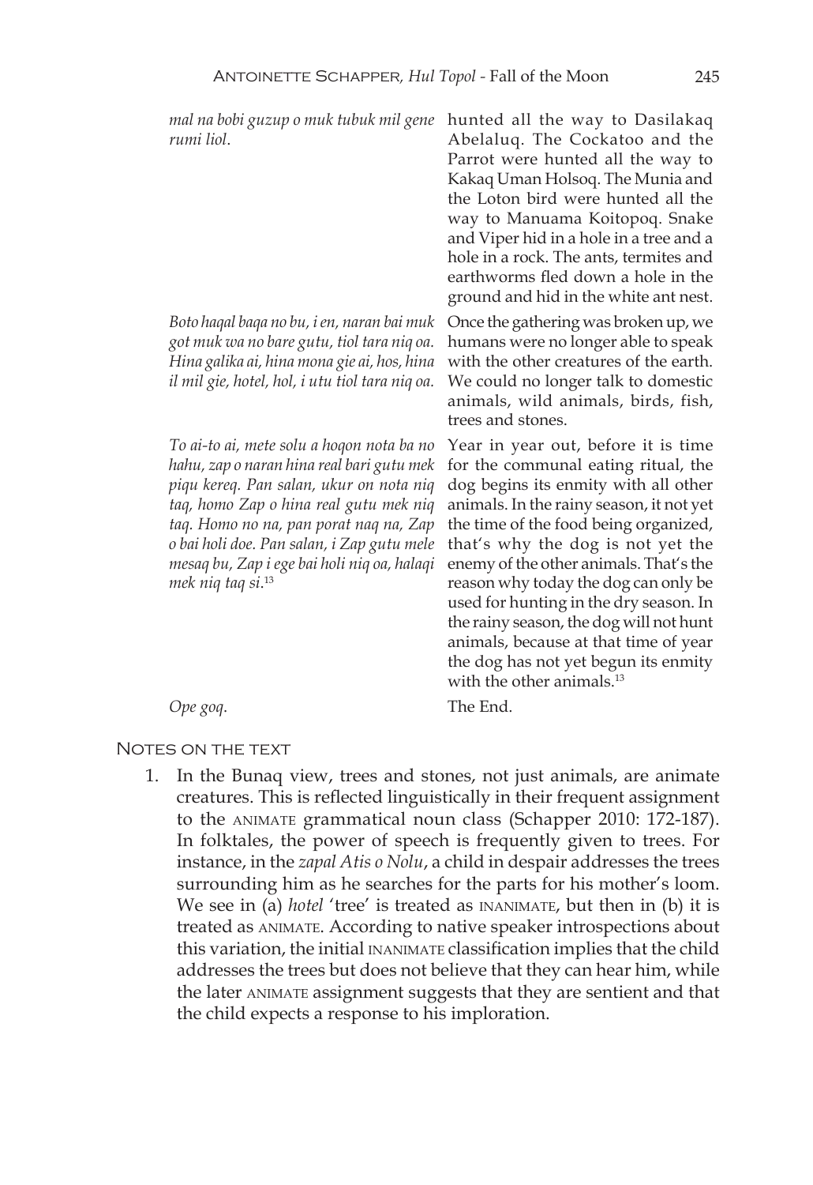| | |
|---|---|
| *mal na bobi guzup o muk tubuk mil gene rumi liol.* | hunted all the way to Dasilakaq Abelaluq. The Cockatoo and the Parrot were hunted all the way to Kakaq Uman Holsoq. The Munia and the Loton bird were hunted all the way to Manuama Koitopoq. Snake and Viper hid in a hole in a tree and a hole in a rock. The ants, termites and earthworms fled down a hole in the ground and hid in the white ant nest. |
| *Boto haqal baqa no bu, i en, naran bai muk got muk wa no bare gutu, tiol tara niq oa. Hina galika ai, hina mona gie ai, hos, hina il mil gie, hotel, hol, i utu tiol tara niq oa.* | Once the gathering was broken up, we humans were no longer able to speak with the other creatures of the earth. We could no longer talk to domestic animals, wild animals, birds, fish, trees and stones. |
| *To ai-to ai, mete solu a hoqon nota ba no hahu, zap o naran hina real bari gutu mek piqu kereq. Pan salan, ukur on nota niq taq, homo Zap o hina real gutu mek niq taq. Homo no na, pan porat naq na, Zap o bai holi doe. Pan salan, i Zap gutu mele mesaq bu, Zap i ege bai holi niq oa, halaqi mek niq taq si.*[13] | Year in year out, before it is time for the communal eating ritual, the dog begins its enmity with all other animals. In the rainy season, it not yet the time of the food being organized, that's why the dog is not yet the enemy of the other animals. That's the reason why today the dog can only be used for hunting in the dry season. In the rainy season, the dog will not hunt animals, because at that time of year the dog has not yet begun its enmity with the other animals.[13] |
| *Ope goq.* | The End. |

## Notes on the text

1. In the Bunaq view, trees and stones, not just animals, are animate creatures. This is reflected linguistically in their frequent assignment to the ANIMATE grammatical noun class (Schapper 2010: 172-187). In folktales, the power of speech is frequently given to trees. For instance, in the *zapal Atis o Nolu*, a child in despair addresses the trees surrounding him as he searches for the parts for his mother's loom. We see in (a) *hotel* 'tree' is treated as INANIMATE, but then in (b) it is treated as ANIMATE. According to native speaker introspections about this variation, the initial INANIMATE classification implies that the child addresses the trees but does not believe that they can hear him, while the later ANIMATE assignment suggests that they are sentient and that the child expects a response to his imploration.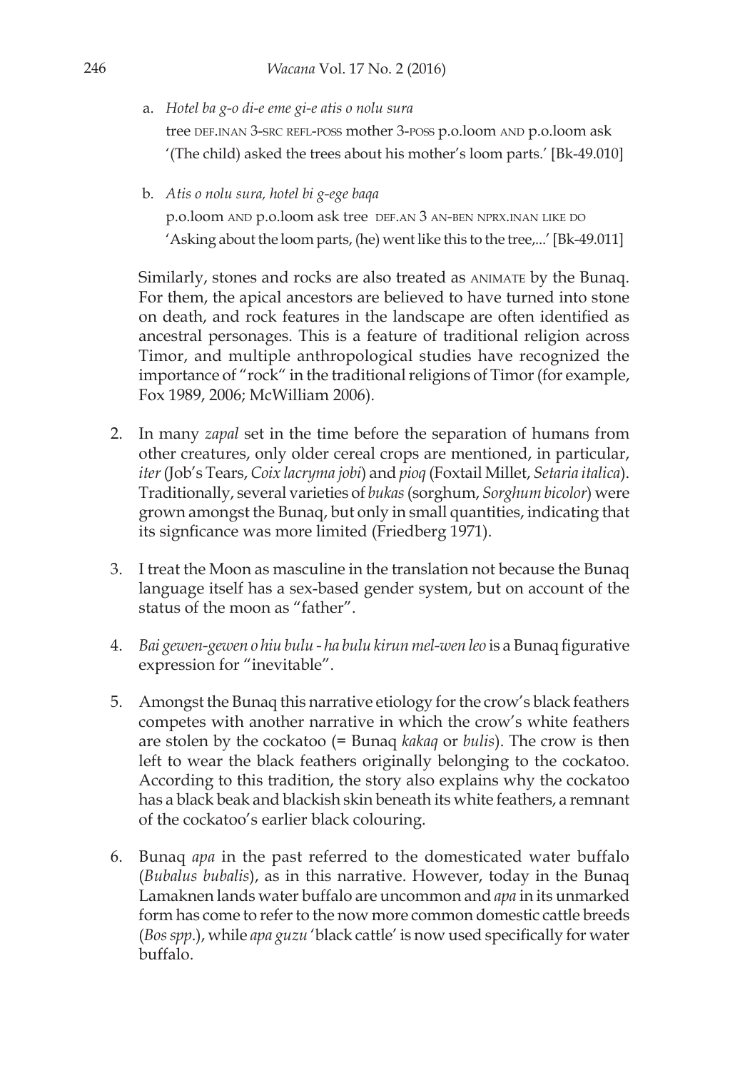a. *Hotel ba g-o di-e eme gi-e atis o nolu sura*
   tree DEF.INAN 3-SRC REFL-POSS mother 3-POSS p.o.loom AND p.o.loom ask
   '(The child) asked the trees about his mother's loom parts.' [Bk-49.010]

b. *Atis o nolu sura, hotel bi g-ege baqa*
   p.o.loom AND p.o.loom ask tree DEF.AN 3 AN-BEN NPRX.INAN LIKE DO
   'Asking about the loom parts, (he) went like this to the tree,...' [Bk-49.011]

Similarly, stones and rocks are also treated as ANIMATE by the Bunaq. For them, the apical ancestors are believed to have turned into stone on death, and rock features in the landscape are often identified as ancestral personages. This is a feature of traditional religion across Timor, and multiple anthropological studies have recognized the importance of "rock" in the traditional religions of Timor (for example, Fox 1989, 2006; McWilliam 2006).

2. In many *zapal* set in the time before the separation of humans from other creatures, only older cereal crops are mentioned, in particular, *iter* (Job's Tears, *Coix lacryma jobi*) and *pioq* (Foxtail Millet, *Setaria italica*). Traditionally, several varieties of *bukas* (sorghum, *Sorghum bicolor*) were grown amongst the Bunaq, but only in small quantities, indicating that its signficance was more limited (Friedberg 1971).

3. I treat the Moon as masculine in the translation not because the Bunaq language itself has a sex-based gender system, but on account of the status of the moon as "father".

4. *Bai gewen-gewen o hiu bulu - ha bulu kirun mel-wen leo* is a Bunaq figurative expression for "inevitable".

5. Amongst the Bunaq this narrative etiology for the crow's black feathers competes with another narrative in which the crow's white feathers are stolen by the cockatoo (= Bunaq *kakaq* or *bulis*). The crow is then left to wear the black feathers originally belonging to the cockatoo. According to this tradition, the story also explains why the cockatoo has a black beak and blackish skin beneath its white feathers, a remnant of the cockatoo's earlier black colouring.

6. Bunaq *apa* in the past referred to the domesticated water buffalo (*Bubalus bubalis*), as in this narrative. However, today in the Bunaq Lamaknen lands water buffalo are uncommon and *apa* in its unmarked form has come to refer to the now more common domestic cattle breeds (*Bos spp*.), while *apa guzu* 'black cattle' is now used specifically for water buffalo.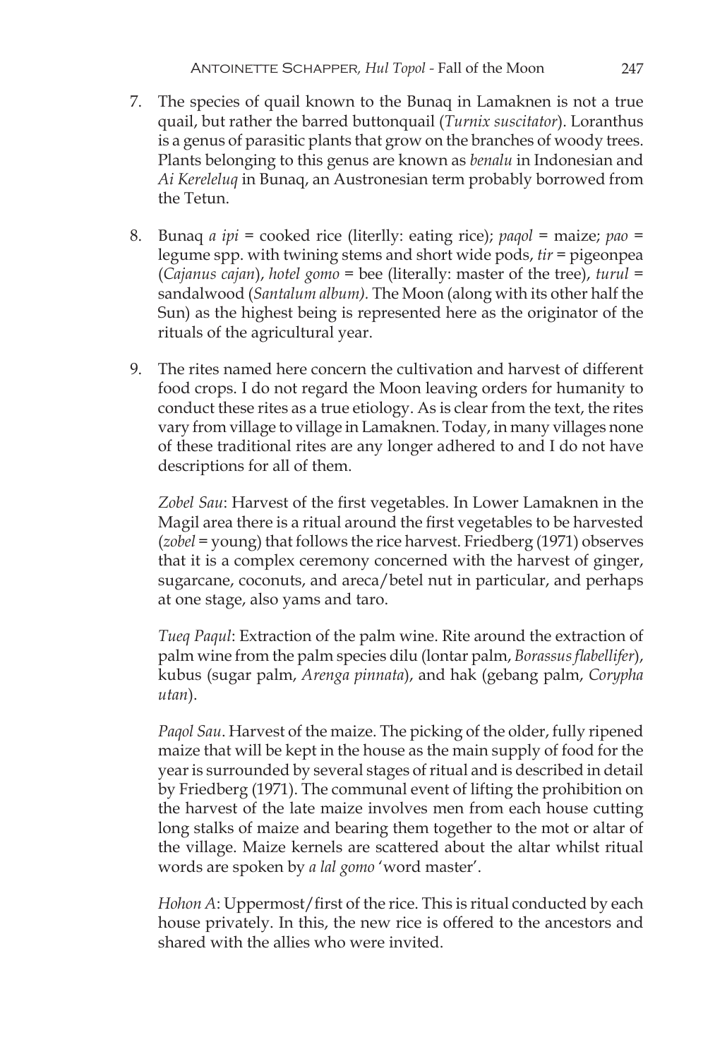7. The species of quail known to the Bunaq in Lamaknen is not a true quail, but rather the barred buttonquail (*Turnix suscitator*). Loranthus is a genus of parasitic plants that grow on the branches of woody trees. Plants belonging to this genus are known as *benalu* in Indonesian and *Ai Kereleluq* in Bunaq, an Austronesian term probably borrowed from the Tetun.

8. Bunaq *a ipi* = cooked rice (literlly: eating rice); *paqol* = maize; *pao* = legume spp. with twining stems and short wide pods, *tir* = pigeonpea (*Cajanus cajan*), *hotel gomo* = bee (literally: master of the tree), *turul* = sandalwood (*Santalum album).* The Moon (along with its other half the Sun) as the highest being is represented here as the originator of the rituals of the agricultural year.

9. The rites named here concern the cultivation and harvest of different food crops. I do not regard the Moon leaving orders for humanity to conduct these rites as a true etiology. As is clear from the text, the rites vary from village to village in Lamaknen. Today, in many villages none of these traditional rites are any longer adhered to and I do not have descriptions for all of them.

   *Zobel Sau*: Harvest of the first vegetables. In Lower Lamaknen in the Magil area there is a ritual around the first vegetables to be harvested (*zobel* = young) that follows the rice harvest. Friedberg (1971) observes that it is a complex ceremony concerned with the harvest of ginger, sugarcane, coconuts, and areca/betel nut in particular, and perhaps at one stage, also yams and taro.

   *Tueq Paqul*: Extraction of the palm wine. Rite around the extraction of palm wine from the palm species dilu (lontar palm, *Borassus flabellifer*), kubus (sugar palm, *Arenga pinnata*), and hak (gebang palm, *Corypha utan*).

   *Paqol Sau*. Harvest of the maize. The picking of the older, fully ripened maize that will be kept in the house as the main supply of food for the year is surrounded by several stages of ritual and is described in detail by Friedberg (1971). The communal event of lifting the prohibition on the harvest of the late maize involves men from each house cutting long stalks of maize and bearing them together to the mot or altar of the village. Maize kernels are scattered about the altar whilst ritual words are spoken by *a lal gomo* 'word master'.

   *Hohon A*: Uppermost/first of the rice. This is ritual conducted by each house privately. In this, the new rice is offered to the ancestors and shared with the allies who were invited.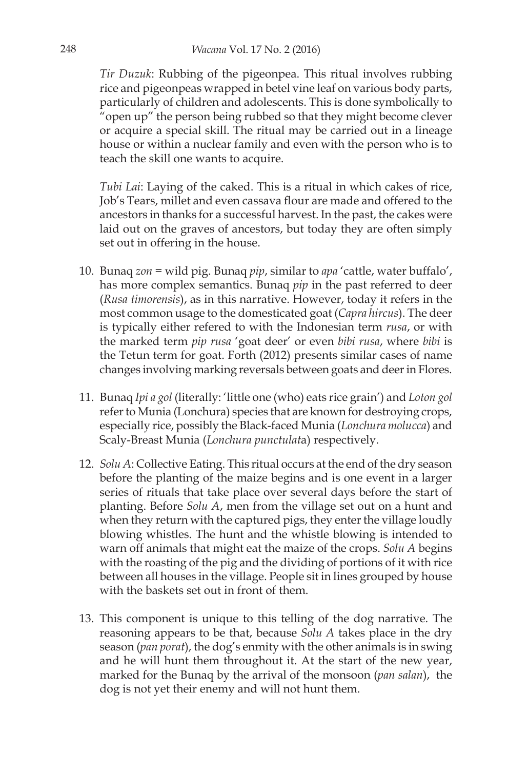*Tir Duzuk*: Rubbing of the pigeonpea. This ritual involves rubbing rice and pigeonpeas wrapped in betel vine leaf on various body parts, particularly of children and adolescents. This is done symbolically to "open up" the person being rubbed so that they might become clever or acquire a special skill. The ritual may be carried out in a lineage house or within a nuclear family and even with the person who is to teach the skill one wants to acquire.

*Tubi Lai*: Laying of the caked. This is a ritual in which cakes of rice, Job's Tears, millet and even cassava flour are made and offered to the ancestors in thanks for a successful harvest. In the past, the cakes were laid out on the graves of ancestors, but today they are often simply set out in offering in the house.

10. Bunaq *zon* = wild pig. Bunaq *pip*, similar to *apa* 'cattle, water buffalo', has more complex semantics. Bunaq *pip* in the past referred to deer (*Rusa timorensis*), as in this narrative. However, today it refers in the most common usage to the domesticated goat (*Capra hircus*). The deer is typically either refered to with the Indonesian term *rusa*, or with the marked term *pip rusa* 'goat deer' or even *bibi rusa*, where *bibi* is the Tetun term for goat. Forth (2012) presents similar cases of name changes involving marking reversals between goats and deer in Flores.

11. Bunaq *Ipi a gol* (literally: 'little one (who) eats rice grain') and *Loton gol* refer to Munia (Lonchura) species that are known for destroying crops, especially rice, possibly the Black-faced Munia (*Lonchura molucca*) and Scaly-Breast Munia (*Lonchura punctulat*a) respectively.

12. *Solu A*: Collective Eating. This ritual occurs at the end of the dry season before the planting of the maize begins and is one event in a larger series of rituals that take place over several days before the start of planting. Before *Solu A*, men from the village set out on a hunt and when they return with the captured pigs, they enter the village loudly blowing whistles. The hunt and the whistle blowing is intended to warn off animals that might eat the maize of the crops. *Solu A* begins with the roasting of the pig and the dividing of portions of it with rice between all houses in the village. People sit in lines grouped by house with the baskets set out in front of them.

13. This component is unique to this telling of the dog narrative. The reasoning appears to be that, because *Solu A* takes place in the dry season (*pan porat*), the dog's enmity with the other animals is in swing and he will hunt them throughout it. At the start of the new year, marked for the Bunaq by the arrival of the monsoon (*pan salan*), the dog is not yet their enemy and will not hunt them.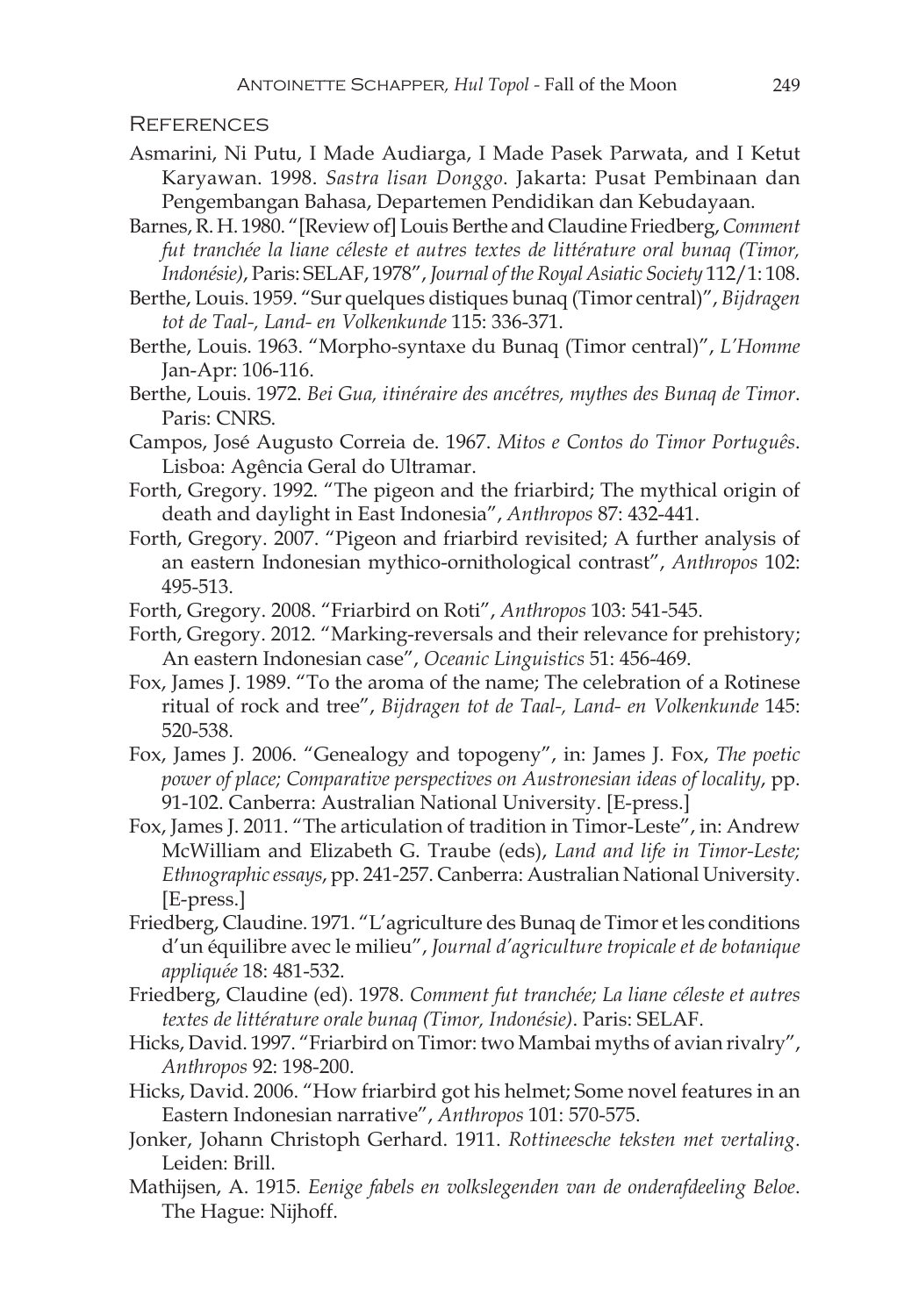## References

Asmarini, Ni Putu, I Made Audiarga, I Made Pasek Parwata, and I Ketut Karyawan. 1998. *Sastra lisan Donggo*. Jakarta: Pusat Pembinaan dan Pengembangan Bahasa, Departemen Pendidikan dan Kebudayaan.

Barnes, R. H. 1980. "[Review of] Louis Berthe and Claudine Friedberg, *Comment fut tranchée la liane céleste et autres textes de littérature oral bunaq (Timor, Indonésie)*, Paris: SELAF, 1978", *Journal of the Royal Asiatic Society* 112/1: 108.

Berthe, Louis. 1959. "Sur quelques distiques bunaq (Timor central)", *Bijdragen tot de Taal-, Land- en Volkenkunde* 115: 336-371.

Berthe, Louis. 1963. "Morpho-syntaxe du Bunaq (Timor central)", *L'Homme* Jan-Apr: 106-116.

Berthe, Louis. 1972. *Bei Gua, itinéraire des ancétres, mythes des Bunaq de Timor*. Paris: CNRS.

Campos, José Augusto Correia de. 1967. *Mitos e Contos do Timor Português*. Lisboa: Agência Geral do Ultramar.

Forth, Gregory. 1992. "The pigeon and the friarbird; The mythical origin of death and daylight in East Indonesia", *Anthropos* 87: 432-441.

Forth, Gregory. 2007. "Pigeon and friarbird revisited; A further analysis of an eastern Indonesian mythico-ornithological contrast", *Anthropos* 102: 495-513.

Forth, Gregory. 2008. "Friarbird on Roti", *Anthropos* 103: 541-545.

Forth, Gregory. 2012. "Marking-reversals and their relevance for prehistory; An eastern Indonesian case", *Oceanic Linguistics* 51: 456-469.

Fox, James J. 1989. "To the aroma of the name; The celebration of a Rotinese ritual of rock and tree", *Bijdragen tot de Taal-, Land- en Volkenkunde* 145: 520-538.

Fox, James J. 2006. "Genealogy and topogeny", in: James J. Fox, *The poetic power of place; Comparative perspectives on Austronesian ideas of locality*, pp. 91-102. Canberra: Australian National University. [E-press.]

Fox, James J. 2011. "The articulation of tradition in Timor-Leste", in: Andrew McWilliam and Elizabeth G. Traube (eds), *Land and life in Timor-Leste; Ethnographic essays*, pp. 241-257. Canberra: Australian National University. [E-press.]

Friedberg, Claudine. 1971. "L'agriculture des Bunaq de Timor et les conditions d'un équilibre avec le milieu", *Journal d'agriculture tropicale et de botanique appliquée* 18: 481-532.

Friedberg, Claudine (ed). 1978. *Comment fut tranchée; La liane céleste et autres textes de littérature orale bunaq (Timor, Indonésie)*. Paris: SELAF.

Hicks, David. 1997. "Friarbird on Timor: two Mambai myths of avian rivalry", *Anthropos* 92: 198-200.

Hicks, David. 2006. "How friarbird got his helmet; Some novel features in an Eastern Indonesian narrative", *Anthropos* 101: 570-575.

Jonker, Johann Christoph Gerhard. 1911. *Rottineesche teksten met vertaling*. Leiden: Brill.

Mathijsen, A. 1915. *Eenige fabels en volkslegenden van de onderafdeeling Beloe*. The Hague: Nijhoff.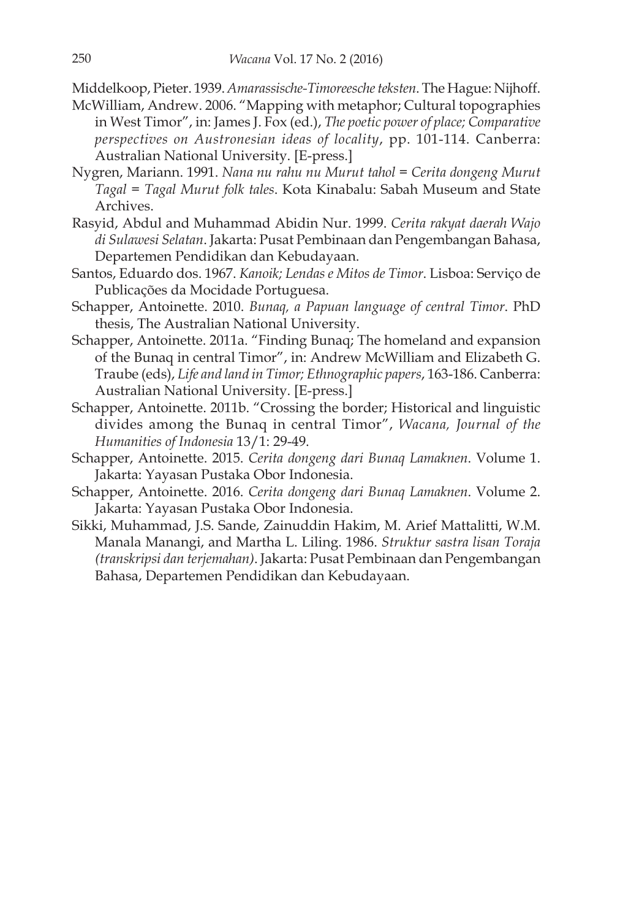Middelkoop, Pieter. 1939. *Amarassische-Timoreesche teksten*. The Hague: Nijhoff.

McWilliam, Andrew. 2006. "Mapping with metaphor; Cultural topographies in West Timor", in: James J. Fox (ed.), *The poetic power of place; Comparative perspectives on Austronesian ideas of locality*, pp. 101-114. Canberra: Australian National University. [E-press.]

Nygren, Mariann. 1991. *Nana nu rahu nu Murut tahol = Cerita dongeng Murut Tagal = Tagal Murut folk tales*. Kota Kinabalu: Sabah Museum and State Archives.

Rasyid, Abdul and Muhammad Abidin Nur. 1999. *Cerita rakyat daerah Wajo di Sulawesi Selatan*. Jakarta: Pusat Pembinaan dan Pengembangan Bahasa, Departemen Pendidikan dan Kebudayaan.

Santos, Eduardo dos. 1967. *Kanoik; Lendas e Mitos de Timor*. Lisboa: Serviço de Publicações da Mocidade Portuguesa.

Schapper, Antoinette. 2010. *Bunaq, a Papuan language of central Timor*. PhD thesis, The Australian National University.

Schapper, Antoinette. 2011a. "Finding Bunaq; The homeland and expansion of the Bunaq in central Timor", in: Andrew McWilliam and Elizabeth G. Traube (eds), *Life and land in Timor; Ethnographic papers*, 163-186. Canberra: Australian National University. [E-press.]

Schapper, Antoinette. 2011b. "Crossing the border; Historical and linguistic divides among the Bunaq in central Timor", *Wacana, Journal of the Humanities of Indonesia* 13/1: 29-49.

Schapper, Antoinette. 2015. *Cerita dongeng dari Bunaq Lamaknen*. Volume 1. Jakarta: Yayasan Pustaka Obor Indonesia.

Schapper, Antoinette. 2016. *Cerita dongeng dari Bunaq Lamaknen*. Volume 2. Jakarta: Yayasan Pustaka Obor Indonesia.

Sikki, Muhammad, J.S. Sande, Zainuddin Hakim, M. Arief Mattalitti, W.M. Manala Manangi, and Martha L. Liling. 1986. *Struktur sastra lisan Toraja (transkripsi dan terjemahan)*. Jakarta: Pusat Pembinaan dan Pengembangan Bahasa, Departemen Pendidikan dan Kebudayaan.